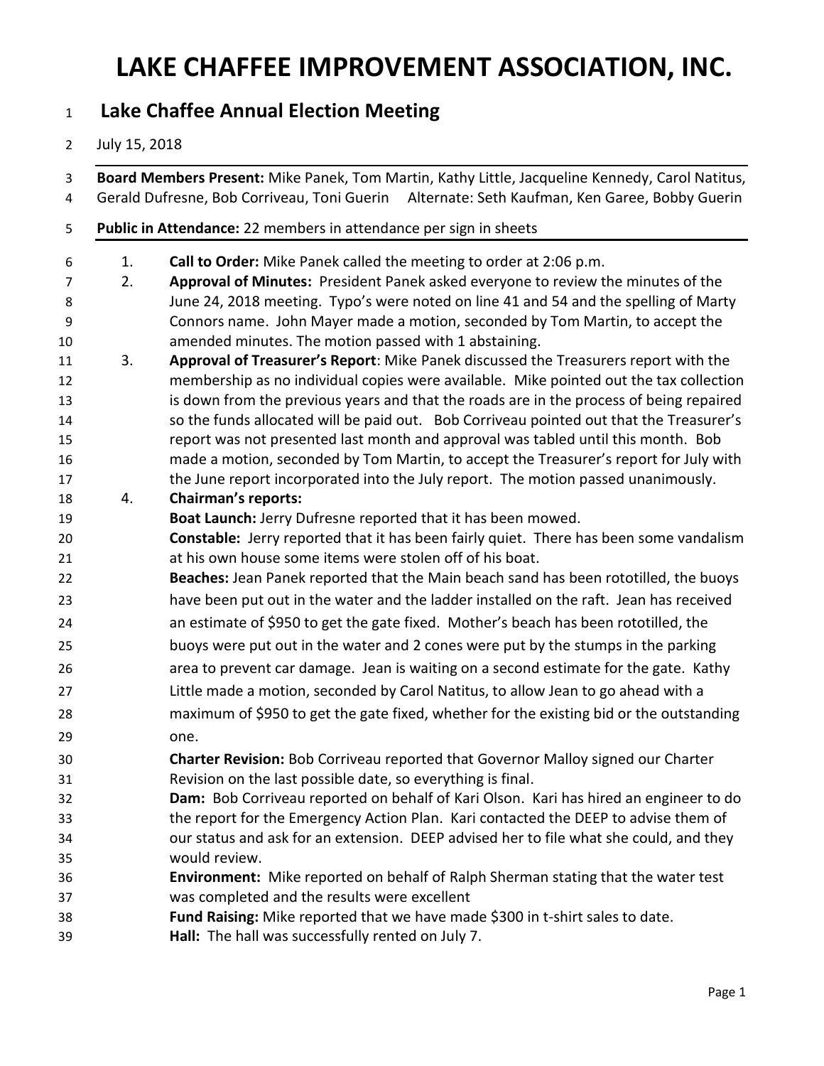# LAKE CHAFFEE IMPROVEMENT ASSOCIATION, INC.

## Lake Chaffee Annual Election Meeting

July 15, 2018

**Board Members Present:** Mike Panek, Tom Martin, Kathy Little, Jacqueline Kennedy, Carol Natitus, Gerald Dufresne, Bob Corriveau, Toni Guerin     Alternate: Seth Kaufman, Ken Garee, Bobby Guerin

**Public in Attendance:** 22 members in attendance per sign in sheets

1. **Call to Order:** Mike Panek called the meeting to order at 2:06 p.m.
2. **Approval of Minutes:** President Panek asked everyone to review the minutes of the June 24, 2018 meeting. Typo's were noted on line 41 and 54 and the spelling of Marty Connors name. John Mayer made a motion, seconded by Tom Martin, to accept the amended minutes. The motion passed with 1 abstaining.
3. **Approval of Treasurer's Report**: Mike Panek discussed the Treasurers report with the membership as no individual copies were available. Mike pointed out the tax collection is down from the previous years and that the roads are in the process of being repaired so the funds allocated will be paid out. Bob Corriveau pointed out that the Treasurer's report was not presented last month and approval was tabled until this month. Bob made a motion, seconded by Tom Martin, to accept the Treasurer's report for July with the June report incorporated into the July report. The motion passed unanimously.
4. **Chairman's reports:**

   **Boat Launch:** Jerry Dufresne reported that it has been mowed.

   **Constable:** Jerry reported that it has been fairly quiet. There has been some vandalism at his own house some items were stolen off of his boat.

   **Beaches:** Jean Panek reported that the Main beach sand has been rototilled, the buoys have been put out in the water and the ladder installed on the raft. Jean has received an estimate of $950 to get the gate fixed. Mother's beach has been rototilled, the buoys were put out in the water and 2 cones were put by the stumps in the parking area to prevent car damage. Jean is waiting on a second estimate for the gate. Kathy Little made a motion, seconded by Carol Natitus, to allow Jean to go ahead with a maximum of $950 to get the gate fixed, whether for the existing bid or the outstanding one.

   **Charter Revision:** Bob Corriveau reported that Governor Malloy signed our Charter Revision on the last possible date, so everything is final.

   **Dam:** Bob Corriveau reported on behalf of Kari Olson. Kari has hired an engineer to do the report for the Emergency Action Plan. Kari contacted the DEEP to advise them of our status and ask for an extension. DEEP advised her to file what she could, and they would review.

   **Environment:** Mike reported on behalf of Ralph Sherman stating that the water test was completed and the results were excellent

   **Fund Raising:** Mike reported that we have made $300 in t-shirt sales to date.

   **Hall:** The hall was successfully rented on July 7.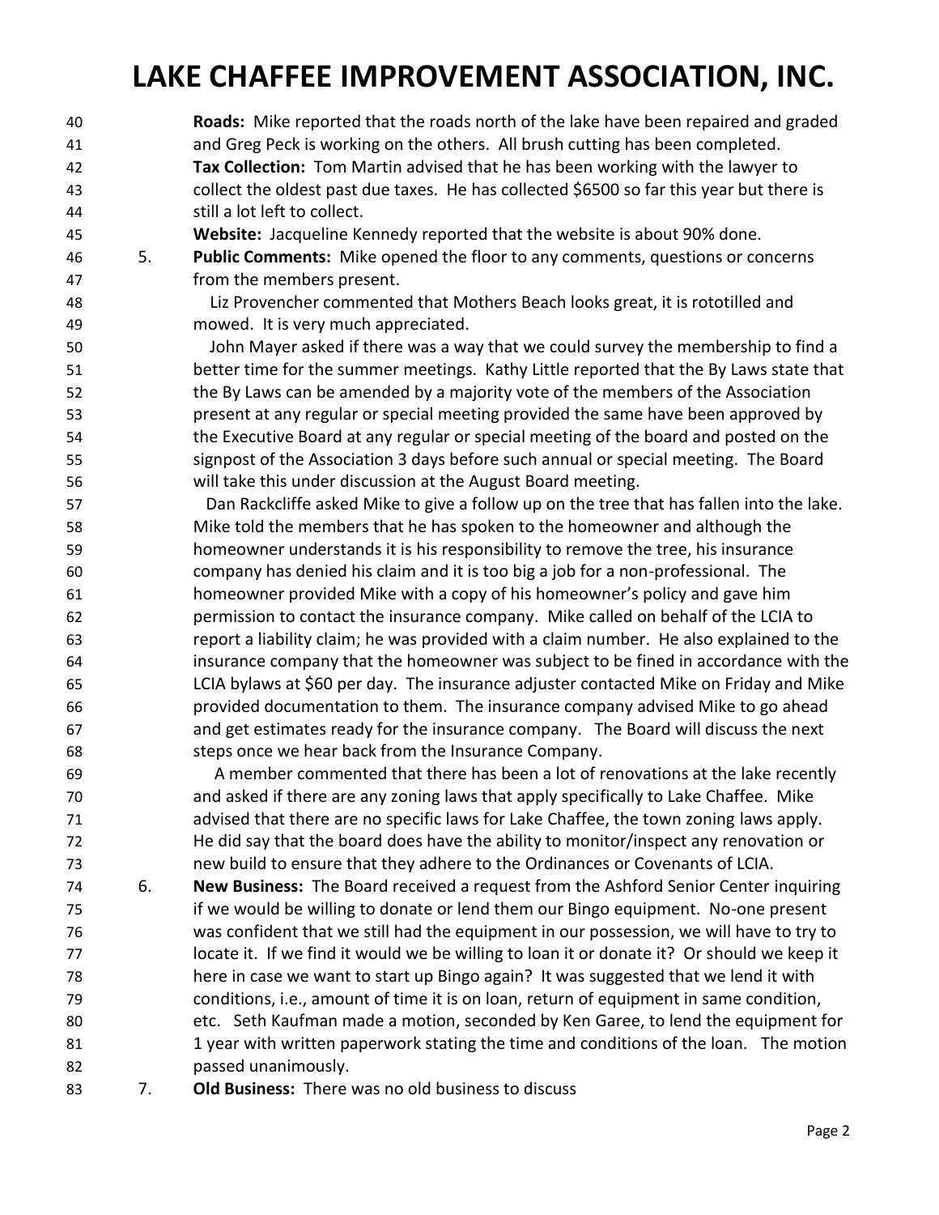# LAKE CHAFFEE IMPROVEMENT ASSOCIATION, INC.

**Roads:** Mike reported that the roads north of the lake have been repaired and graded and Greg Peck is working on the others. All brush cutting has been completed.

**Tax Collection:** Tom Martin advised that he has been working with the lawyer to collect the oldest past due taxes. He has collected $6500 so far this year but there is still a lot left to collect.

**Website:** Jacqueline Kennedy reported that the website is about 90% done.

5. **Public Comments:** Mike opened the floor to any comments, questions or concerns from the members present.

   Liz Provencher commented that Mothers Beach looks great, it is rototilled and mowed. It is very much appreciated.

   John Mayer asked if there was a way that we could survey the membership to find a better time for the summer meetings. Kathy Little reported that the By Laws state that the By Laws can be amended by a majority vote of the members of the Association present at any regular or special meeting provided the same have been approved by the Executive Board at any regular or special meeting of the board and posted on the signpost of the Association 3 days before such annual or special meeting. The Board will take this under discussion at the August Board meeting.

   Dan Rackcliffe asked Mike to give a follow up on the tree that has fallen into the lake. Mike told the members that he has spoken to the homeowner and although the homeowner understands it is his responsibility to remove the tree, his insurance company has denied his claim and it is too big a job for a non-professional. The homeowner provided Mike with a copy of his homeowner's policy and gave him permission to contact the insurance company. Mike called on behalf of the LCIA to report a liability claim; he was provided with a claim number. He also explained to the insurance company that the homeowner was subject to be fined in accordance with the LCIA bylaws at $60 per day. The insurance adjuster contacted Mike on Friday and Mike provided documentation to them. The insurance company advised Mike to go ahead and get estimates ready for the insurance company. The Board will discuss the next steps once we hear back from the Insurance Company.

   A member commented that there has been a lot of renovations at the lake recently and asked if there are any zoning laws that apply specifically to Lake Chaffee. Mike advised that there are no specific laws for Lake Chaffee, the town zoning laws apply. He did say that the board does have the ability to monitor/inspect any renovation or new build to ensure that they adhere to the Ordinances or Covenants of LCIA.

6. **New Business:** The Board received a request from the Ashford Senior Center inquiring if we would be willing to donate or lend them our Bingo equipment. No-one present was confident that we still had the equipment in our possession, we will have to try to locate it. If we find it would we be willing to loan it or donate it? Or should we keep it here in case we want to start up Bingo again? It was suggested that we lend it with conditions, i.e., amount of time it is on loan, return of equipment in same condition, etc. Seth Kaufman made a motion, seconded by Ken Garee, to lend the equipment for 1 year with written paperwork stating the time and conditions of the loan. The motion passed unanimously.

7. **Old Business:** There was no old business to discuss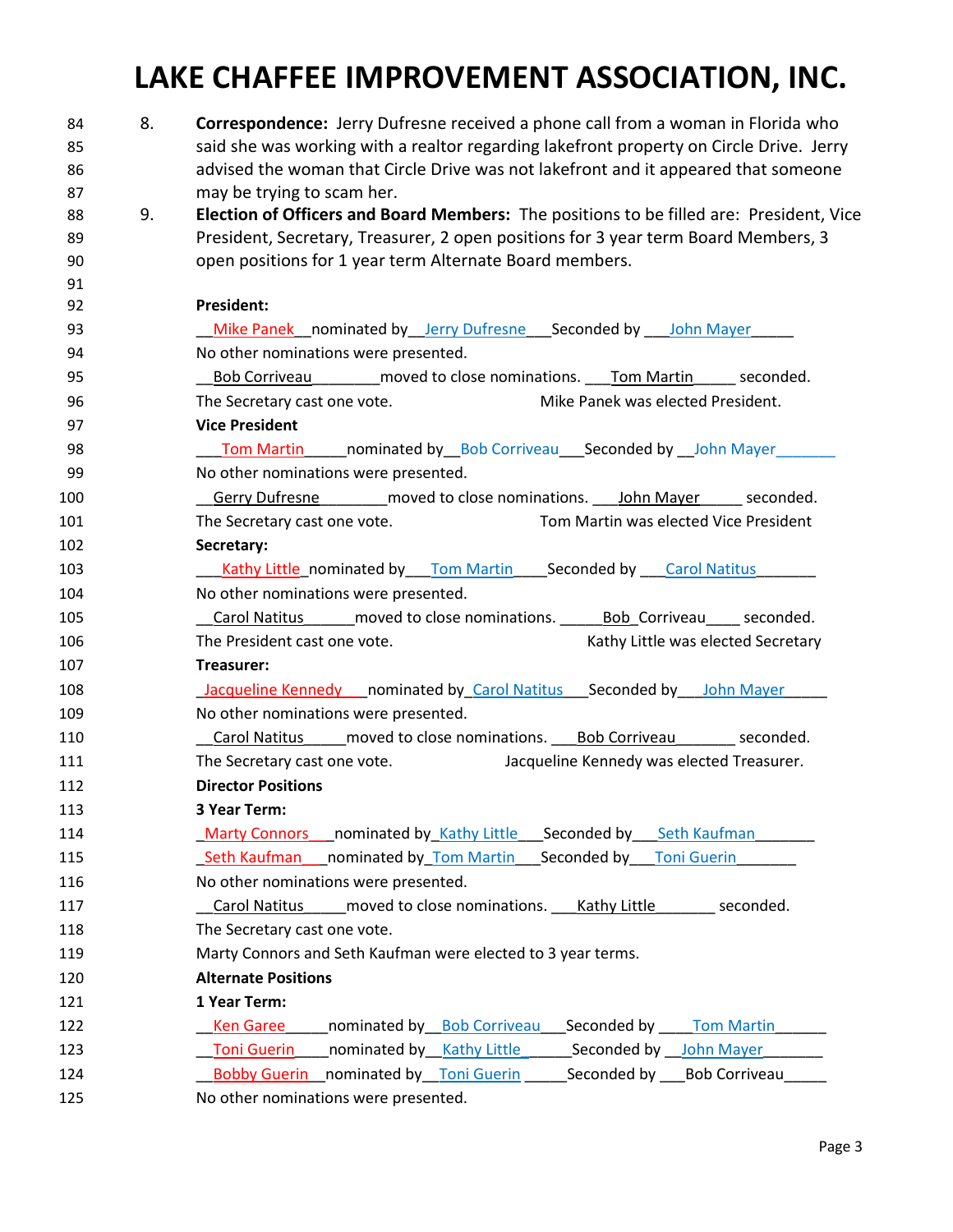8. **Correspondence:** Jerry Dufresne received a phone call from a woman in Florida who said she was working with a realtor regarding lakefront property on Circle Drive. Jerry advised the woman that Circle Drive was not lakefront and it appeared that someone may be trying to scam her.

9. **Election of Officers and Board Members:** The positions to be filled are: President, Vice President, Secretary, Treasurer, 2 open positions for 3 year term Board Members, 3 open positions for 1 year term Alternate Board members.

**President:**

Mike Panek nominated by Jerry Dufresne Seconded by John Mayer

No other nominations were presented.

Bob Corriveau moved to close nominations. Tom Martin seconded.

The Secretary cast one vote. Mike Panek was elected President.

**Vice President**

Tom Martin nominated by Bob Corriveau Seconded by John Mayer

No other nominations were presented.

Gerry Dufresne moved to close nominations. John Mayer seconded.

The Secretary cast one vote. Tom Martin was elected Vice President

**Secretary:**

Kathy Little nominated by Tom Martin Seconded by Carol Natitus

No other nominations were presented.

Carol Natitus moved to close nominations. Bob Corriveau seconded.

The President cast one vote. Kathy Little was elected Secretary

**Treasurer:**

Jacqueline Kennedy nominated by Carol Natitus Seconded by John Mayer

No other nominations were presented.

Carol Natitus moved to close nominations. Bob Corriveau seconded.

The Secretary cast one vote. Jacqueline Kennedy was elected Treasurer.

**Director Positions**

**3 Year Term:**

Marty Connors nominated by Kathy Little Seconded by Seth Kaufman

Seth Kaufman nominated by Tom Martin Seconded by Toni Guerin

No other nominations were presented.

Carol Natitus moved to close nominations. Kathy Little seconded.

The Secretary cast one vote.

Marty Connors and Seth Kaufman were elected to 3 year terms.

**Alternate Positions**

**1 Year Term:**

Ken Garee nominated by Bob Corriveau Seconded by Tom Martin

Toni Guerin nominated by Kathy Little Seconded by John Mayer

Bobby Guerin nominated by Toni Guerin Seconded by Bob Corriveau

No other nominations were presented.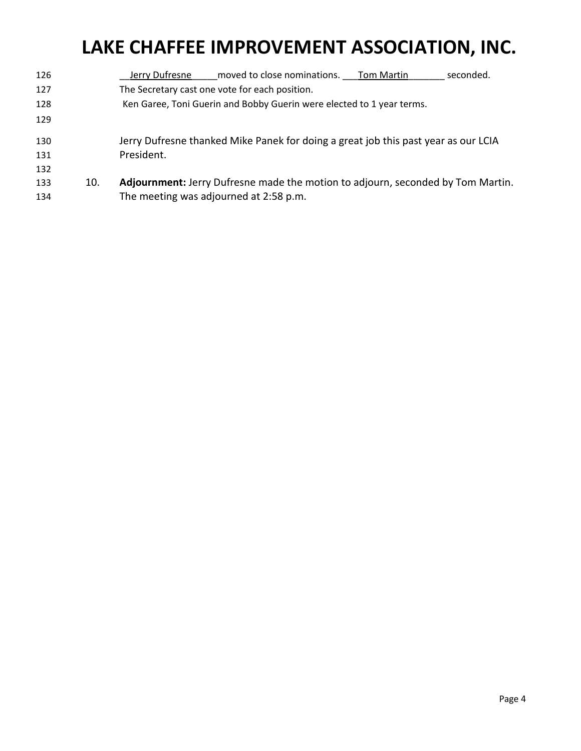# LAKE CHAFFEE IMPROVEMENT ASSOCIATION, INC.

__Jerry Dufresne_____moved to close nominations. ___Tom Martin_______ seconded.

The Secretary cast one vote for each position.

Ken Garee, Toni Guerin and Bobby Guerin were elected to 1 year terms.

Jerry Dufresne thanked Mike Panek for doing a great job this past year as our LCIA President.

10. **Adjournment:** Jerry Dufresne made the motion to adjourn, seconded by Tom Martin. The meeting was adjourned at 2:58 p.m.